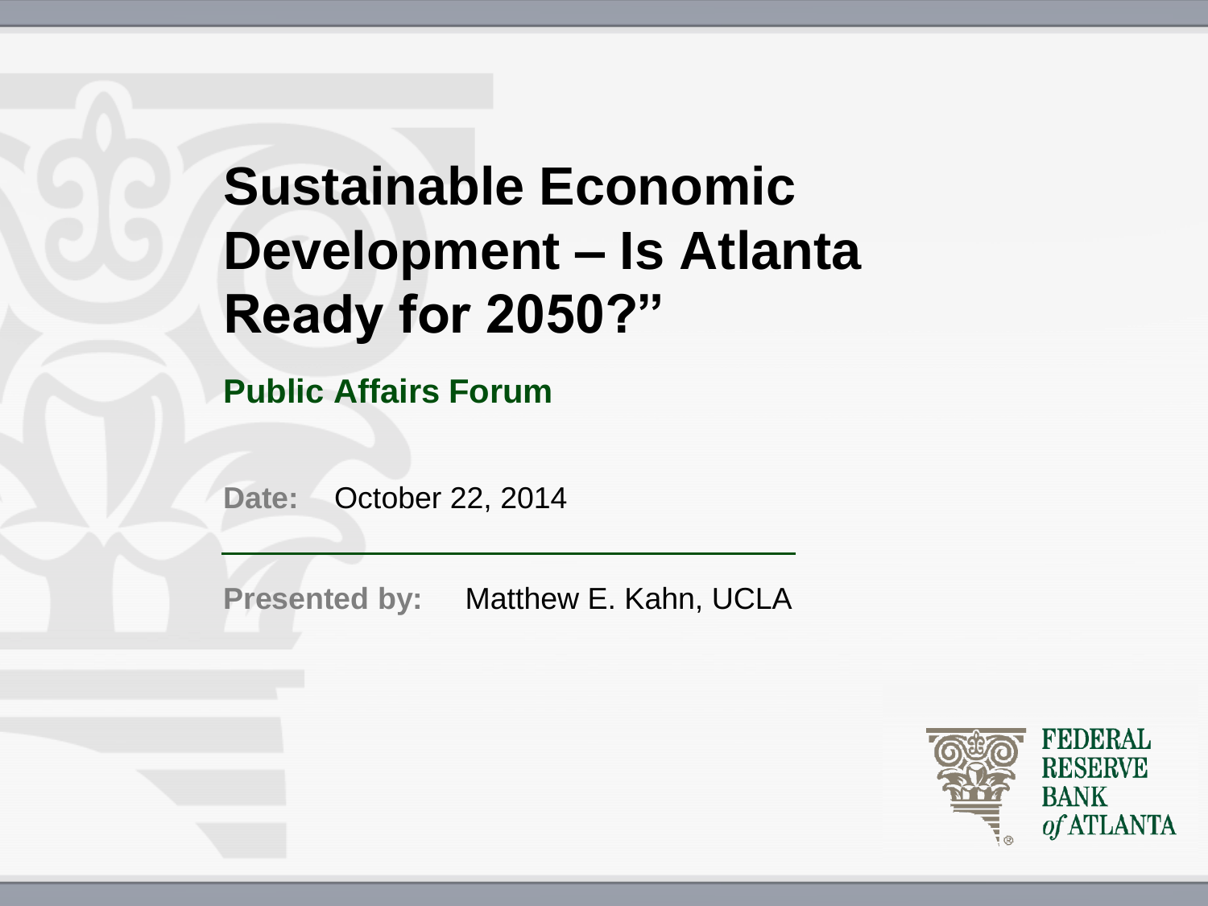# Sustainable Economic Development – Is Atlanta Ready for 2050?"

**Public Affairs Forum**

**Date:** October 22, 2014

**Presented by:** Matthew E. Kahn, UCLA

FEDERAL RESERVE BANK *of* ATLANTA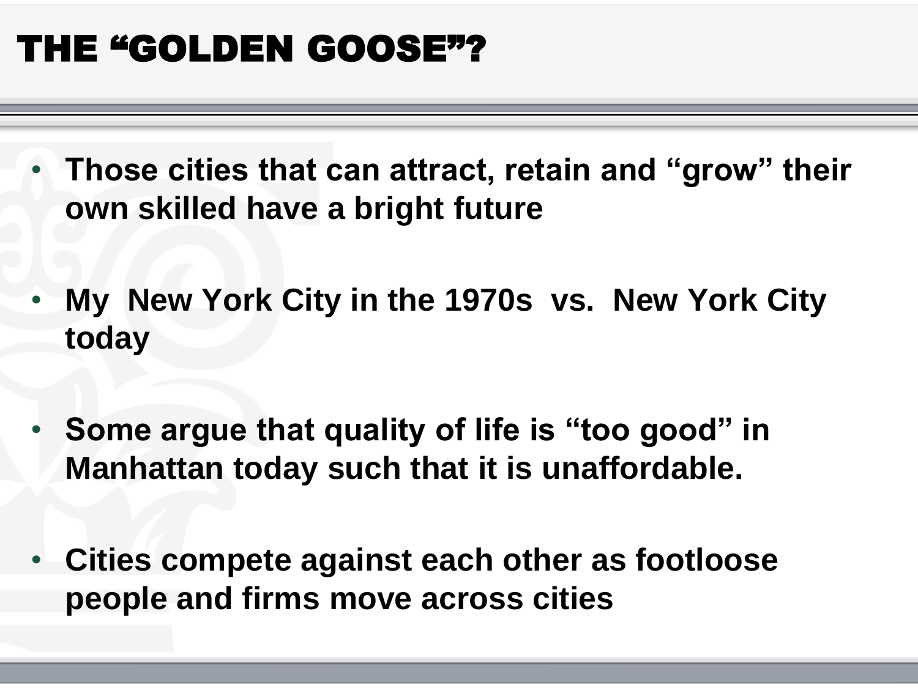# THE "GOLDEN GOOSE"?

- Those cities that can attract, retain and "grow" their own skilled have a bright future
- My New York City in the 1970s vs. New York City today
- Some argue that quality of life is "too good" in Manhattan today such that it is unaffordable.
- Cities compete against each other as footloose people and firms move across cities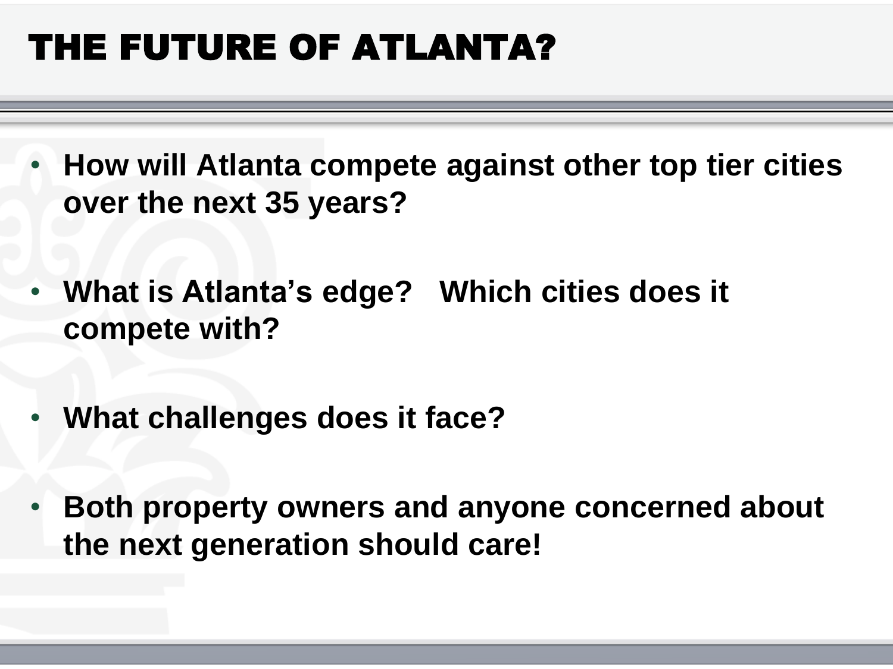# THE FUTURE OF ATLANTA?

- **How will Atlanta compete against other top tier cities over the next 35 years?**
- **What is Atlanta's edge? Which cities does it compete with?**
- **What challenges does it face?**
- **Both property owners and anyone concerned about the next generation should care!**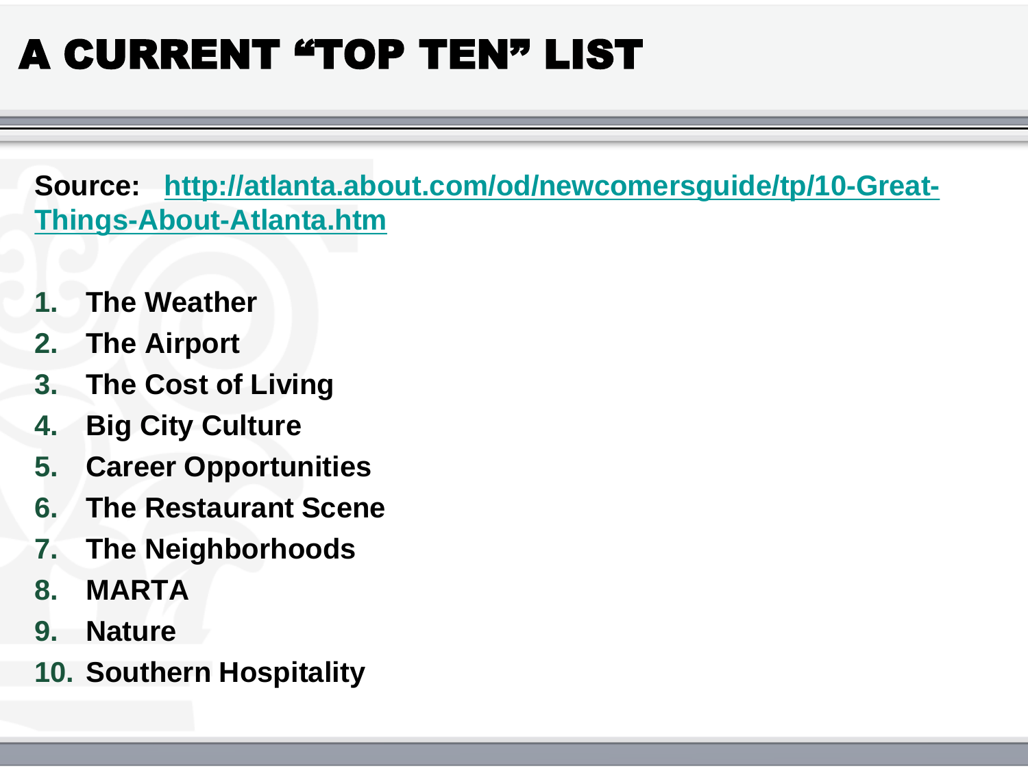# A CURRENT "TOP TEN" LIST

**Source:** [http://atlanta.about.com/od/newcomersguide/tp/10-Great-Things-About-Atlanta.htm](http://atlanta.about.com/od/newcomersguide/tp/10-Great-Things-About-Atlanta.htm)

1. The Weather
2. The Airport
3. The Cost of Living
4. Big City Culture
5. Career Opportunities
6. The Restaurant Scene
7. The Neighborhoods
8. MARTA
9. Nature
10. Southern Hospitality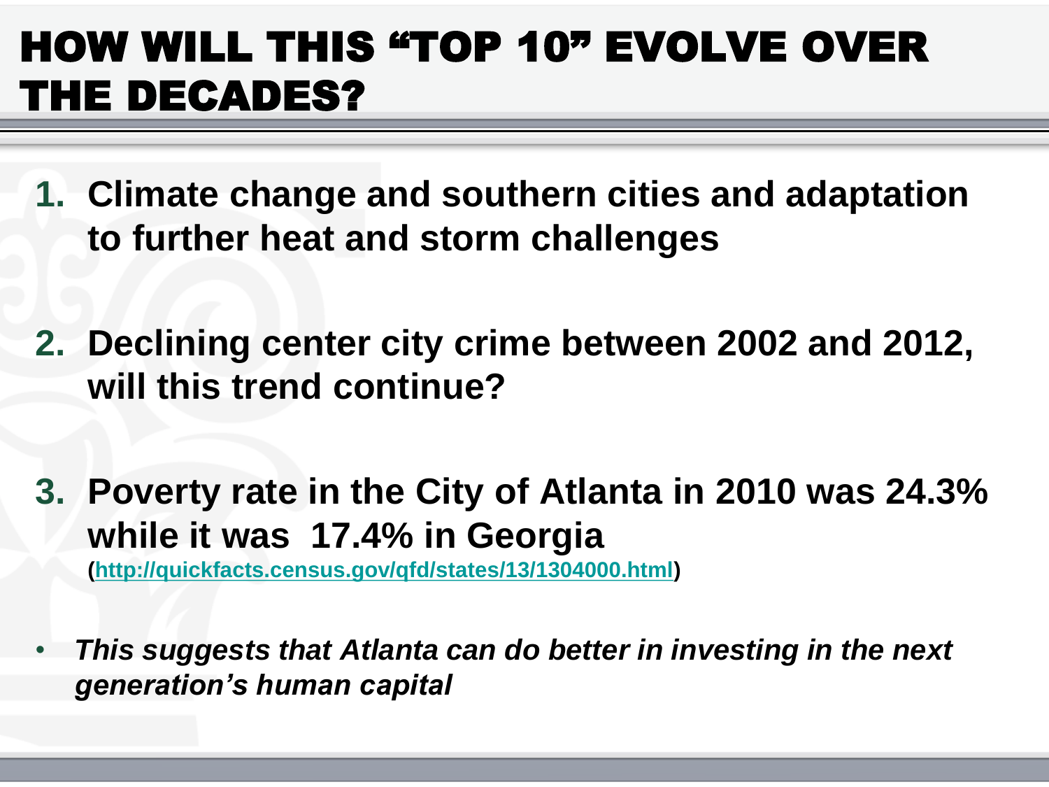# HOW WILL THIS "TOP 10" EVOLVE OVER THE DECADES?

1. **Climate change and southern cities and adaptation to further heat and storm challenges**

2. **Declining center city crime between 2002 and 2012, will this trend continue?**

3. **Poverty rate in the City of Atlanta in 2010 was 24.3% while it was 17.4% in Georgia** (http://quickfacts.census.gov/qfd/states/13/1304000.html)

- ***This suggests that Atlanta can do better in investing in the next generation's human capital***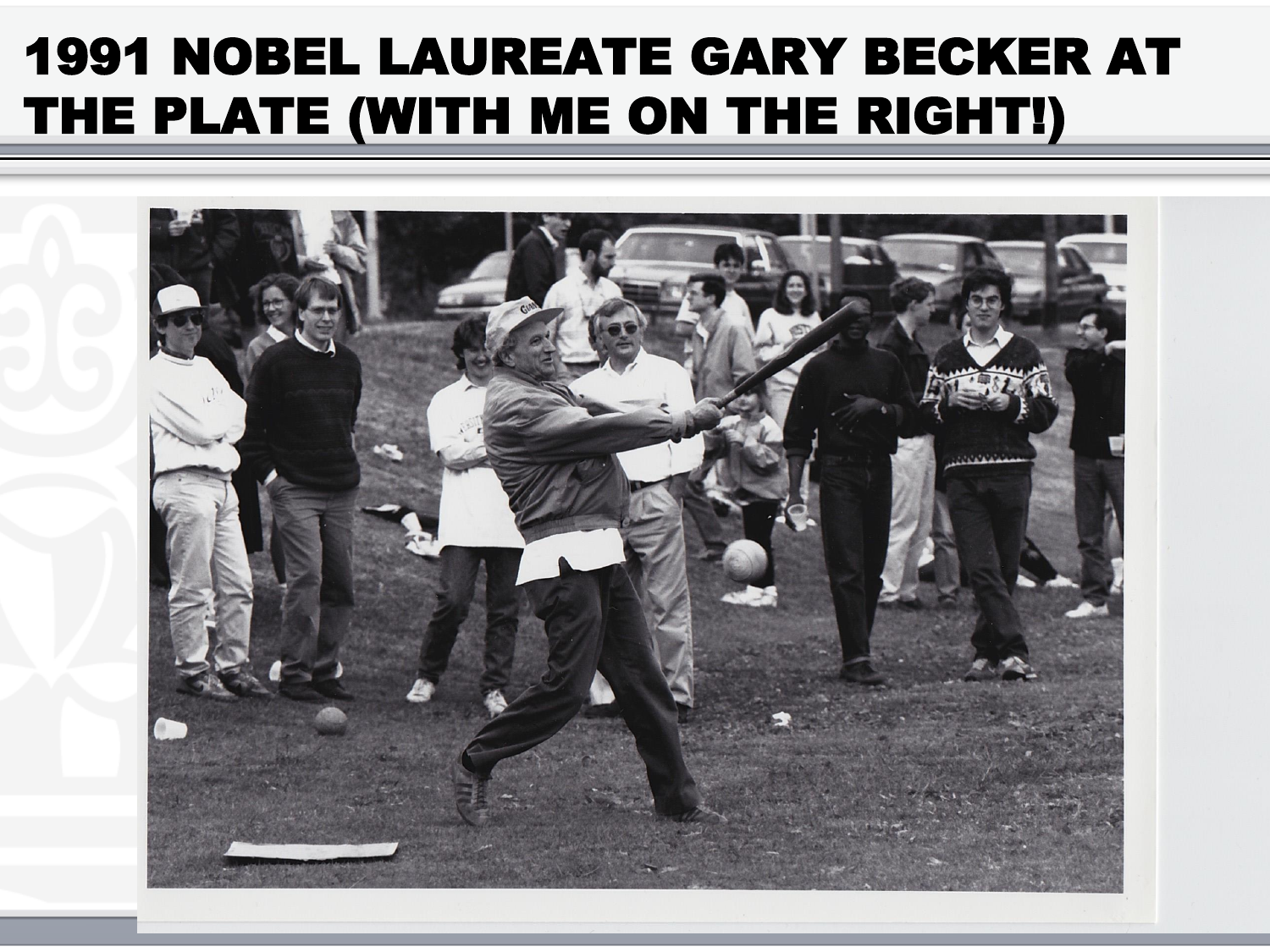# 1991 NOBEL LAUREATE GARY BECKER AT THE PLATE (WITH ME ON THE RIGHT!)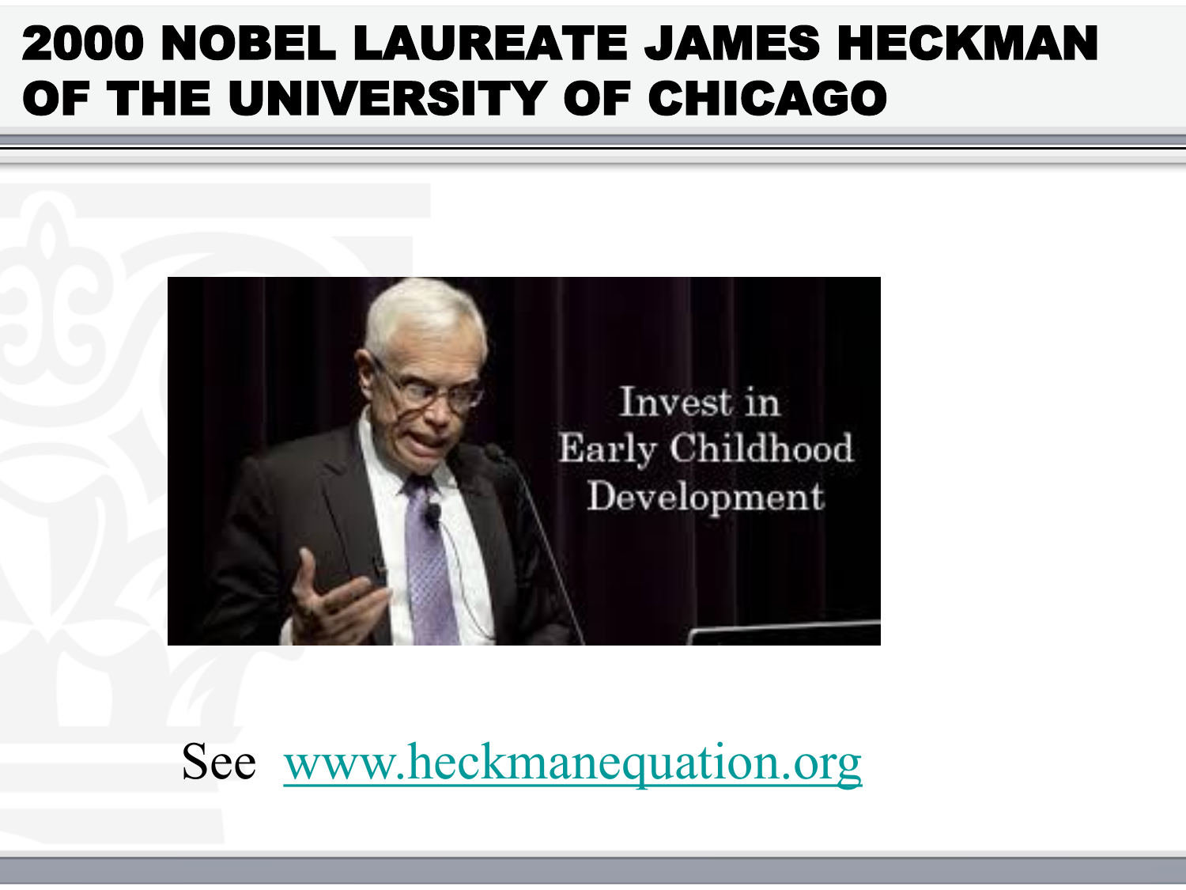# 2000 NOBEL LAUREATE JAMES HECKMAN OF THE UNIVERSITY OF CHICAGO

Invest in Early Childhood Development

See [www.heckmanequation.org](http://www.heckmanequation.org)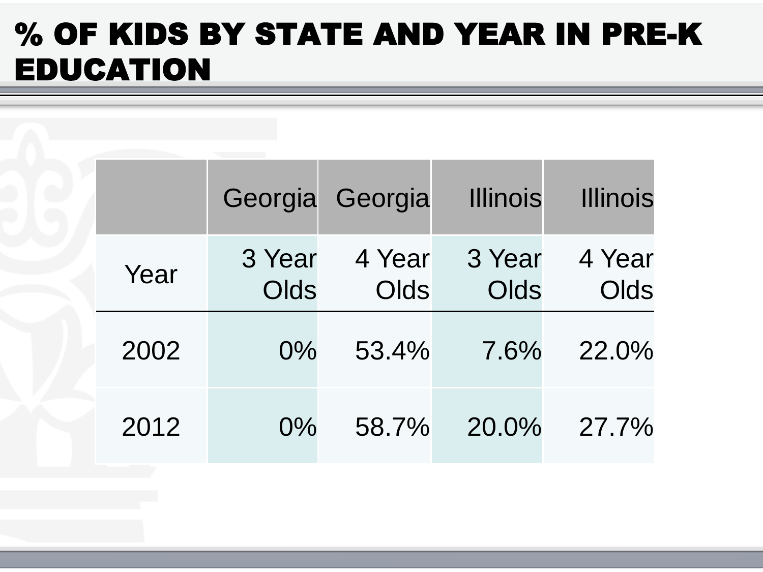# % OF KIDS BY STATE AND YEAR IN PRE-K EDUCATION

| | Georgia | Georgia | Illinois | Illinois |
|---|---|---|---|---|
| Year | 3 Year Olds | 4 Year Olds | 3 Year Olds | 4 Year Olds |
| 2002 | 0% | 53.4% | 7.6% | 22.0% |
| 2012 | 0% | 58.7% | 20.0% | 27.7% |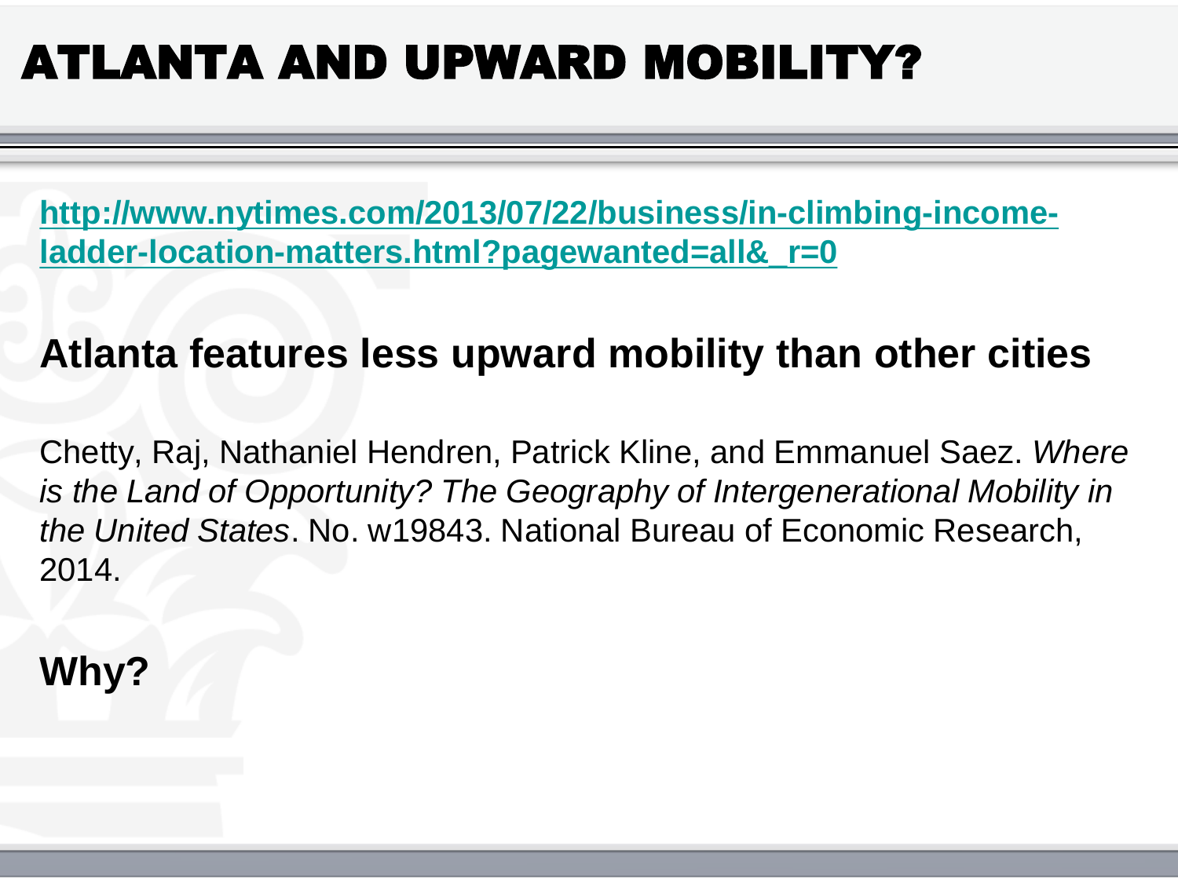# ATLANTA AND UPWARD MOBILITY?

[http://www.nytimes.com/2013/07/22/business/in-climbing-income-ladder-location-matters.html?pagewanted=all&_r=0](http://www.nytimes.com/2013/07/22/business/in-climbing-income-ladder-location-matters.html?pagewanted=all&_r=0)

**Atlanta features less upward mobility than other cities**

Chetty, Raj, Nathaniel Hendren, Patrick Kline, and Emmanuel Saez. *Where is the Land of Opportunity? The Geography of Intergenerational Mobility in the United States*. No. w19843. National Bureau of Economic Research, 2014.

**Why?**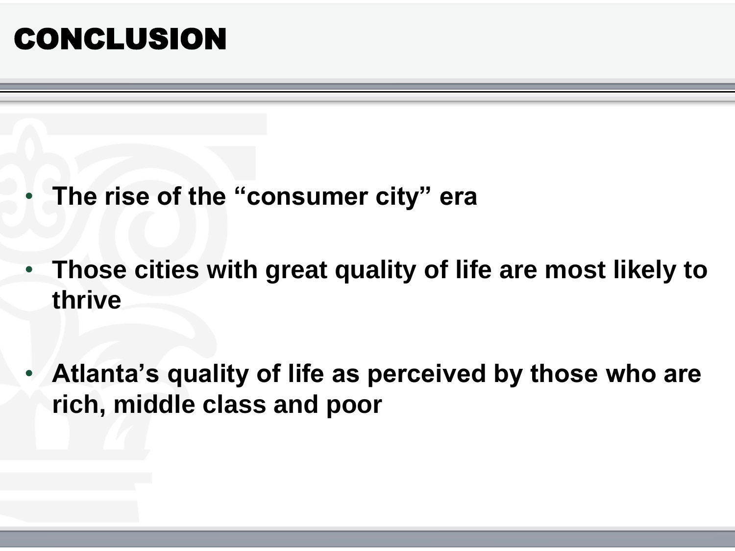# CONCLUSION

- **The rise of the "consumer city" era**
- **Those cities with great quality of life are most likely to thrive**
- **Atlanta's quality of life as perceived by those who are rich, middle class and poor**